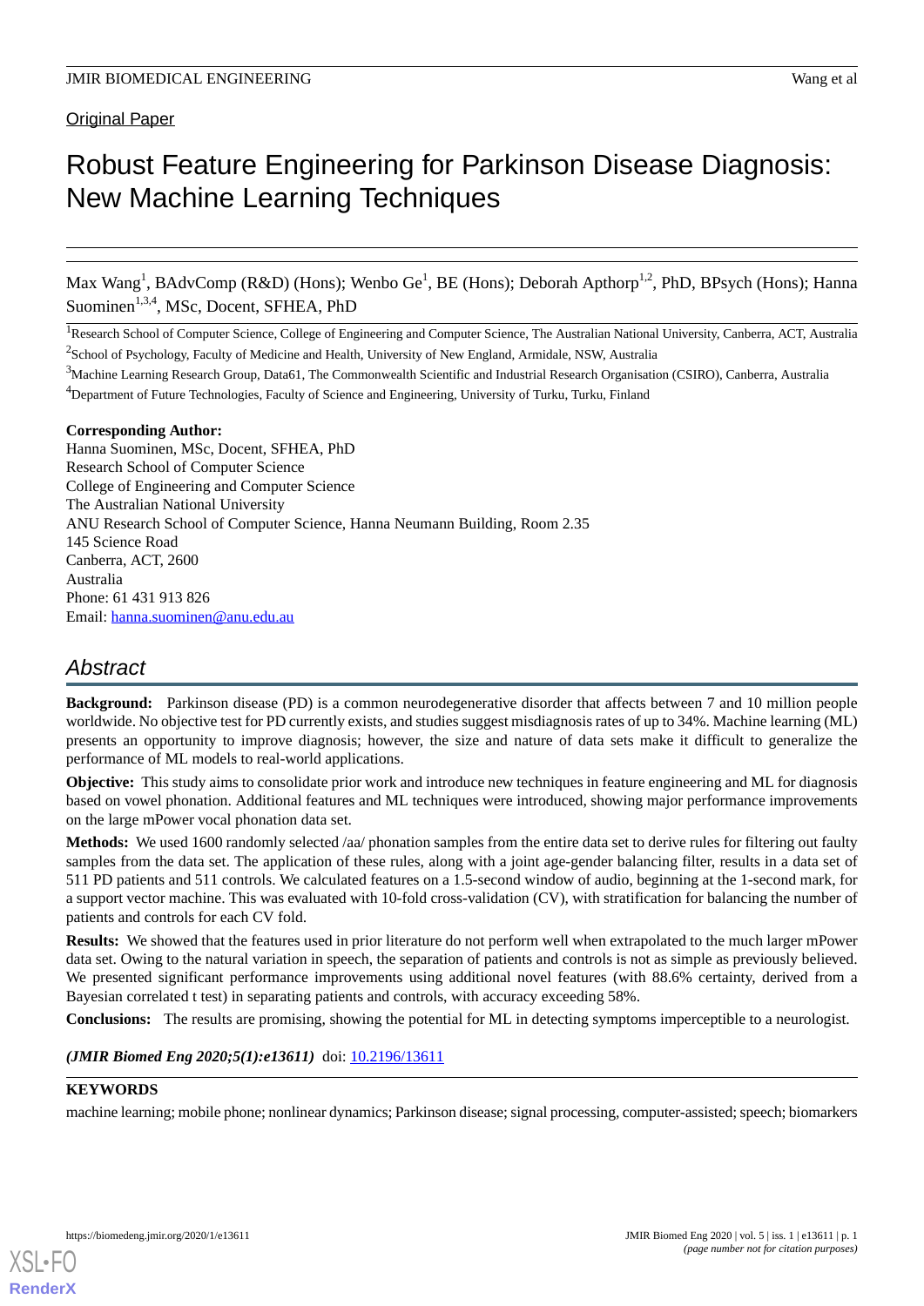Original Paper

# Robust Feature Engineering for Parkinson Disease Diagnosis: New Machine Learning Techniques

Max Wang[1], BAdvComp (R&D) (Hons); Wenbo Ge[1], BE (Hons); Deborah Apthorp[1,2], PhD, BPsych (Hons); Hanna Suominen[1,3,4], MSc, Docent, SFHEA, PhD

[1]Research School of Computer Science, College of Engineering and Computer Science, The Australian National University, Canberra, ACT, Australia

[2]School of Psychology, Faculty of Medicine and Health, University of New England, Armidale, NSW, Australia

[3]Machine Learning Research Group, Data61, The Commonwealth Scientific and Industrial Research Organisation (CSIRO), Canberra, Australia

[4]Department of Future Technologies, Faculty of Science and Engineering, University of Turku, Turku, Finland

**Corresponding Author:**
Hanna Suominen, MSc, Docent, SFHEA, PhD
Research School of Computer Science
College of Engineering and Computer Science
The Australian National University
ANU Research School of Computer Science, Hanna Neumann Building, Room 2.35
145 Science Road
Canberra, ACT, 2600
Australia
Phone: 61 431 913 826
Email: hanna.suominen@anu.edu.au

## Abstract

**Background:** Parkinson disease (PD) is a common neurodegenerative disorder that affects between 7 and 10 million people worldwide. No objective test for PD currently exists, and studies suggest misdiagnosis rates of up to 34%. Machine learning (ML) presents an opportunity to improve diagnosis; however, the size and nature of data sets make it difficult to generalize the performance of ML models to real-world applications.

**Objective:** This study aims to consolidate prior work and introduce new techniques in feature engineering and ML for diagnosis based on vowel phonation. Additional features and ML techniques were introduced, showing major performance improvements on the large mPower vocal phonation data set.

**Methods:** We used 1600 randomly selected /aa/ phonation samples from the entire data set to derive rules for filtering out faulty samples from the data set. The application of these rules, along with a joint age-gender balancing filter, results in a data set of 511 PD patients and 511 controls. We calculated features on a 1.5-second window of audio, beginning at the 1-second mark, for a support vector machine. This was evaluated with 10-fold cross-validation (CV), with stratification for balancing the number of patients and controls for each CV fold.

**Results:** We showed that the features used in prior literature do not perform well when extrapolated to the much larger mPower data set. Owing to the natural variation in speech, the separation of patients and controls is not as simple as previously believed. We presented significant performance improvements using additional novel features (with 88.6% certainty, derived from a Bayesian correlated t test) in separating patients and controls, with accuracy exceeding 58%.

**Conclusions:** The results are promising, showing the potential for ML in detecting symptoms imperceptible to a neurologist.

*(JMIR Biomed Eng 2020;5(1):e13611)* doi: 10.2196/13611

**KEYWORDS**

machine learning; mobile phone; nonlinear dynamics; Parkinson disease; signal processing, computer-assisted; speech; biomarkers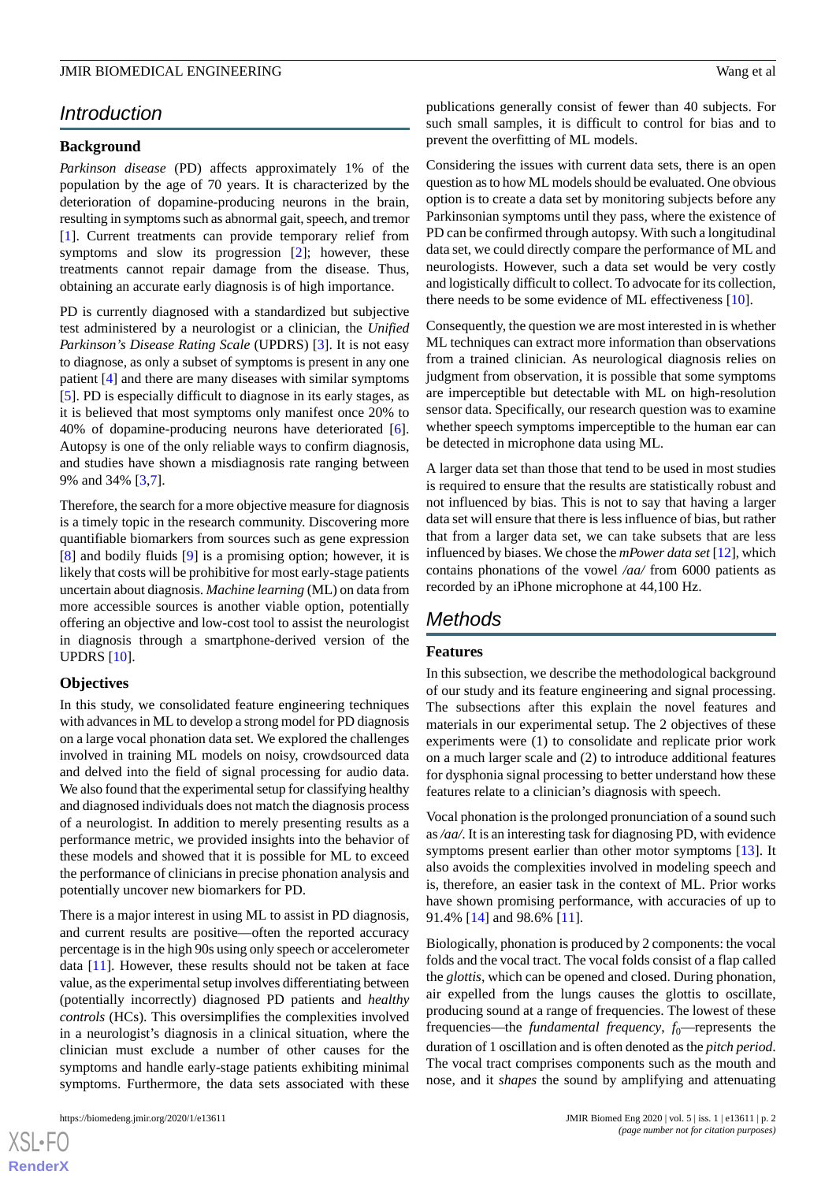## Introduction

### Background

*Parkinson disease* (PD) affects approximately 1% of the population by the age of 70 years. It is characterized by the deterioration of dopamine-producing neurons in the brain, resulting in symptoms such as abnormal gait, speech, and tremor [1]. Current treatments can provide temporary relief from symptoms and slow its progression [2]; however, these treatments cannot repair damage from the disease. Thus, obtaining an accurate early diagnosis is of high importance.

PD is currently diagnosed with a standardized but subjective test administered by a neurologist or a clinician, the *Unified Parkinson's Disease Rating Scale* (UPDRS) [3]. It is not easy to diagnose, as only a subset of symptoms is present in any one patient [4] and there are many diseases with similar symptoms [5]. PD is especially difficult to diagnose in its early stages, as it is believed that most symptoms only manifest once 20% to 40% of dopamine-producing neurons have deteriorated [6]. Autopsy is one of the only reliable ways to confirm diagnosis, and studies have shown a misdiagnosis rate ranging between 9% and 34% [3,7].

Therefore, the search for a more objective measure for diagnosis is a timely topic in the research community. Discovering more quantifiable biomarkers from sources such as gene expression [8] and bodily fluids [9] is a promising option; however, it is likely that costs will be prohibitive for most early-stage patients uncertain about diagnosis. *Machine learning* (ML) on data from more accessible sources is another viable option, potentially offering an objective and low-cost tool to assist the neurologist in diagnosis through a smartphone-derived version of the UPDRS [10].

### Objectives

In this study, we consolidated feature engineering techniques with advances in ML to develop a strong model for PD diagnosis on a large vocal phonation data set. We explored the challenges involved in training ML models on noisy, crowdsourced data and delved into the field of signal processing for audio data. We also found that the experimental setup for classifying healthy and diagnosed individuals does not match the diagnosis process of a neurologist. In addition to merely presenting results as a performance metric, we provided insights into the behavior of these models and showed that it is possible for ML to exceed the performance of clinicians in precise phonation analysis and potentially uncover new biomarkers for PD.

There is a major interest in using ML to assist in PD diagnosis, and current results are positive—often the reported accuracy percentage is in the high 90s using only speech or accelerometer data [11]. However, these results should not be taken at face value, as the experimental setup involves differentiating between (potentially incorrectly) diagnosed PD patients and *healthy controls* (HCs). This oversimplifies the complexities involved in a neurologist's diagnosis in a clinical situation, where the clinician must exclude a number of other causes for the symptoms and handle early-stage patients exhibiting minimal symptoms. Furthermore, the data sets associated with these publications generally consist of fewer than 40 subjects. For such small samples, it is difficult to control for bias and to prevent the overfitting of ML models.

Considering the issues with current data sets, there is an open question as to how ML models should be evaluated. One obvious option is to create a data set by monitoring subjects before any Parkinsonian symptoms until they pass, where the existence of PD can be confirmed through autopsy. With such a longitudinal data set, we could directly compare the performance of ML and neurologists. However, such a data set would be very costly and logistically difficult to collect. To advocate for its collection, there needs to be some evidence of ML effectiveness [10].

Consequently, the question we are most interested in is whether ML techniques can extract more information than observations from a trained clinician. As neurological diagnosis relies on judgment from observation, it is possible that some symptoms are imperceptible but detectable with ML on high-resolution sensor data. Specifically, our research question was to examine whether speech symptoms imperceptible to the human ear can be detected in microphone data using ML.

A larger data set than those that tend to be used in most studies is required to ensure that the results are statistically robust and not influenced by bias. This is not to say that having a larger data set will ensure that there is less influence of bias, but rather that from a larger data set, we can take subsets that are less influenced by biases. We chose the *mPower data set* [12], which contains phonations of the vowel */aa/* from 6000 patients as recorded by an iPhone microphone at 44,100 Hz.

## Methods

### Features

In this subsection, we describe the methodological background of our study and its feature engineering and signal processing. The subsections after this explain the novel features and materials in our experimental setup. The 2 objectives of these experiments were (1) to consolidate and replicate prior work on a much larger scale and (2) to introduce additional features for dysphonia signal processing to better understand how these features relate to a clinician's diagnosis with speech.

Vocal phonation is the prolonged pronunciation of a sound such as */aa/*. It is an interesting task for diagnosing PD, with evidence symptoms present earlier than other motor symptoms [13]. It also avoids the complexities involved in modeling speech and is, therefore, an easier task in the context of ML. Prior works have shown promising performance, with accuracies of up to 91.4% [14] and 98.6% [11].

Biologically, phonation is produced by 2 components: the vocal folds and the vocal tract. The vocal folds consist of a flap called the *glottis*, which can be opened and closed. During phonation, air expelled from the lungs causes the glottis to oscillate, producing sound at a range of frequencies. The lowest of these frequencies—the *fundamental frequency*, $f_0$—represents the duration of 1 oscillation and is often denoted as the *pitch period*. The vocal tract comprises components such as the mouth and nose, and it *shapes* the sound by amplifying and attenuating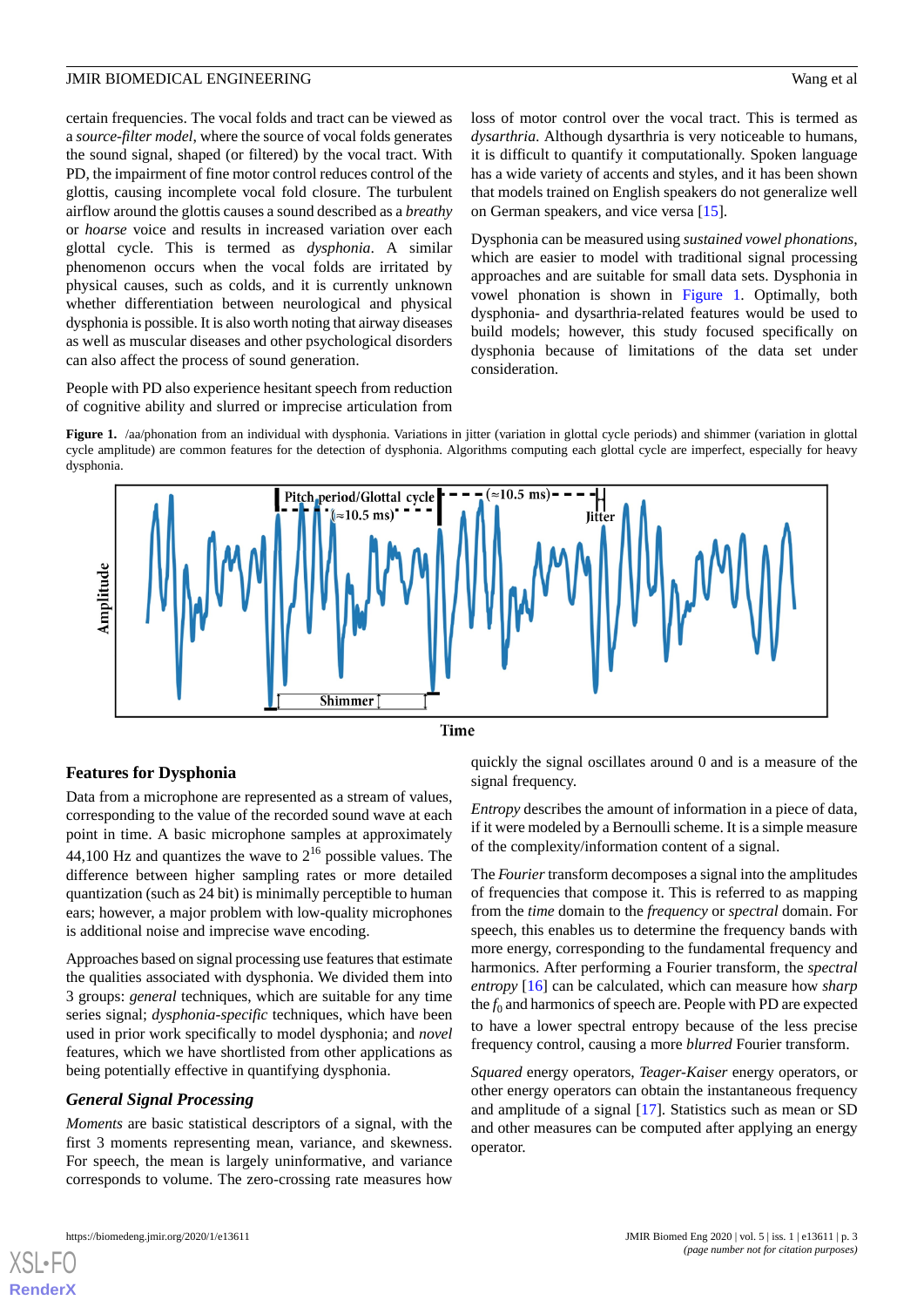certain frequencies. The vocal folds and tract can be viewed as a *source-filter model*, where the source of vocal folds generates the sound signal, shaped (or filtered) by the vocal tract. With PD, the impairment of fine motor control reduces control of the glottis, causing incomplete vocal fold closure. The turbulent airflow around the glottis causes a sound described as a *breathy* or *hoarse* voice and results in increased variation over each glottal cycle. This is termed as *dysphonia*. A similar phenomenon occurs when the vocal folds are irritated by physical causes, such as colds, and it is currently unknown whether differentiation between neurological and physical dysphonia is possible. It is also worth noting that airway diseases as well as muscular diseases and other psychological disorders can also affect the process of sound generation.

People with PD also experience hesitant speech from reduction of cognitive ability and slurred or imprecise articulation from loss of motor control over the vocal tract. This is termed as *dysarthria*. Although dysarthria is very noticeable to humans, it is difficult to quantify it computationally. Spoken language has a wide variety of accents and styles, and it has been shown that models trained on English speakers do not generalize well on German speakers, and vice versa [15].

Dysphonia can be measured using *sustained vowel phonations*, which are easier to model with traditional signal processing approaches and are suitable for small data sets. Dysphonia in vowel phonation is shown in Figure 1. Optimally, both dysphonia- and dysarthria-related features would be used to build models; however, this study focused specifically on dysphonia because of limitations of the data set under consideration.

**Figure 1.** /aa/phonation from an individual with dysphonia. Variations in jitter (variation in glottal cycle periods) and shimmer (variation in glottal cycle amplitude) are common features for the detection of dysphonia. Algorithms computing each glottal cycle are imperfect, especially for heavy dysphonia.

### Features for Dysphonia

Data from a microphone are represented as a stream of values, corresponding to the value of the recorded sound wave at each point in time. A basic microphone samples at approximately 44,100 Hz and quantizes the wave to $2^{16}$ possible values. The difference between higher sampling rates or more detailed quantization (such as 24 bit) is minimally perceptible to human ears; however, a major problem with low-quality microphones is additional noise and imprecise wave encoding.

Approaches based on signal processing use features that estimate the qualities associated with dysphonia. We divided them into 3 groups: *general* techniques, which are suitable for any time series signal; *dysphonia-specific* techniques, which have been used in prior work specifically to model dysphonia; and *novel* features, which we have shortlisted from other applications as being potentially effective in quantifying dysphonia.

#### *General Signal Processing*

*Moments* are basic statistical descriptors of a signal, with the first 3 moments representing mean, variance, and skewness. For speech, the mean is largely uninformative, and variance corresponds to volume. The zero-crossing rate measures how quickly the signal oscillates around 0 and is a measure of the signal frequency.

*Entropy* describes the amount of information in a piece of data, if it were modeled by a Bernoulli scheme. It is a simple measure of the complexity/information content of a signal.

The *Fourier* transform decomposes a signal into the amplitudes of frequencies that compose it. This is referred to as mapping from the *time* domain to the *frequency* or *spectral* domain. For speech, this enables us to determine the frequency bands with more energy, corresponding to the fundamental frequency and harmonics. After performing a Fourier transform, the *spectral entropy* [16] can be calculated, which can measure how *sharp* the $f_0$ and harmonics of speech are. People with PD are expected to have a lower spectral entropy because of the less precise frequency control, causing a more *blurred* Fourier transform.

*Squared* energy operators, *Teager-Kaiser* energy operators, or other energy operators can obtain the instantaneous frequency and amplitude of a signal [17]. Statistics such as mean or SD and other measures can be computed after applying an energy operator.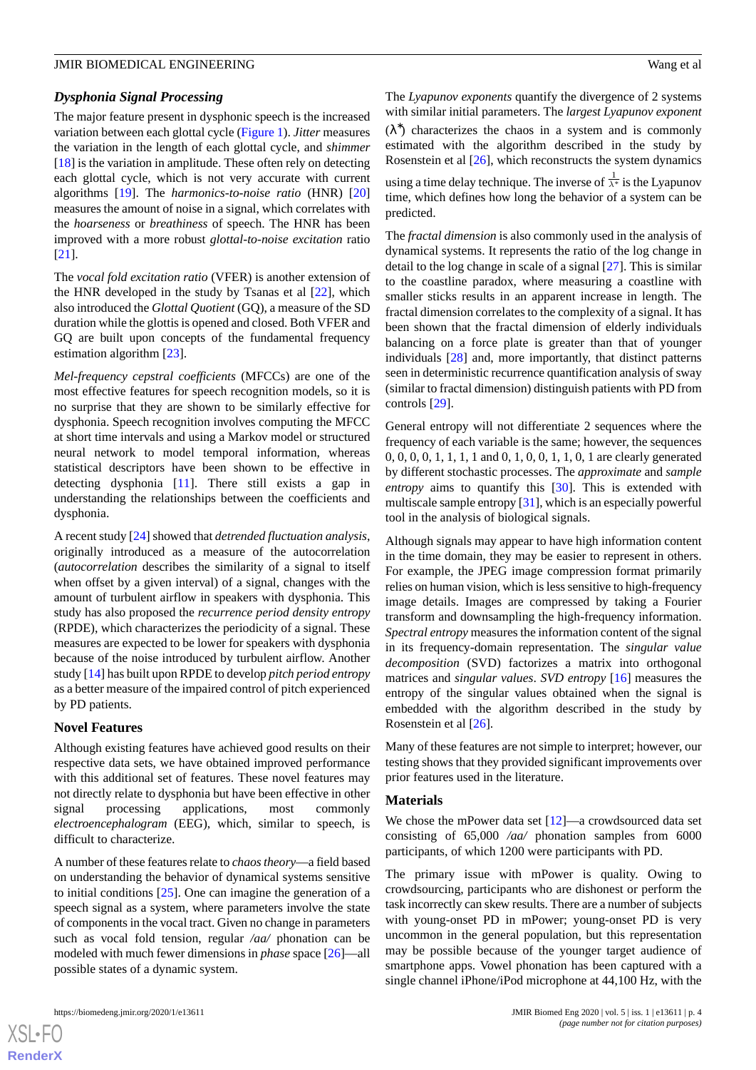### Dysphonia Signal Processing

The major feature present in dysphonic speech is the increased variation between each glottal cycle (Figure 1). *Jitter* measures the variation in the length of each glottal cycle, and *shimmer* [18] is the variation in amplitude. These often rely on detecting each glottal cycle, which is not very accurate with current algorithms [19]. The *harmonics-to-noise ratio* (HNR) [20] measures the amount of noise in a signal, which correlates with the *hoarseness* or *breathiness* of speech. The HNR has been improved with a more robust *glottal-to-noise excitation* ratio [21].

The *vocal fold excitation ratio* (VFER) is another extension of the HNR developed in the study by Tsanas et al [22], which also introduced the *Glottal Quotient* (GQ), a measure of the SD duration while the glottis is opened and closed. Both VFER and GQ are built upon concepts of the fundamental frequency estimation algorithm [23].

*Mel-frequency cepstral coefficients* (MFCCs) are one of the most effective features for speech recognition models, so it is no surprise that they are shown to be similarly effective for dysphonia. Speech recognition involves computing the MFCC at short time intervals and using a Markov model or structured neural network to model temporal information, whereas statistical descriptors have been shown to be effective in detecting dysphonia [11]. There still exists a gap in understanding the relationships between the coefficients and dysphonia.

A recent study [24] showed that *detrended fluctuation analysis*, originally introduced as a measure of the autocorrelation (*autocorrelation* describes the similarity of a signal to itself when offset by a given interval) of a signal, changes with the amount of turbulent airflow in speakers with dysphonia. This study has also proposed the *recurrence period density entropy* (RPDE), which characterizes the periodicity of a signal. These measures are expected to be lower for speakers with dysphonia because of the noise introduced by turbulent airflow. Another study [14] has built upon RPDE to develop *pitch period entropy* as a better measure of the impaired control of pitch experienced by PD patients.

### Novel Features

Although existing features have achieved good results on their respective data sets, we have obtained improved performance with this additional set of features. These novel features may not directly relate to dysphonia but have been effective in other signal processing applications, most commonly *electroencephalogram* (EEG), which, similar to speech, is difficult to characterize.

A number of these features relate to *chaos theory*—a field based on understanding the behavior of dynamical systems sensitive to initial conditions [25]. One can imagine the generation of a speech signal as a system, where parameters involve the state of components in the vocal tract. Given no change in parameters such as vocal fold tension, regular */aa/* phonation can be modeled with much fewer dimensions in *phase* space [26]—all possible states of a dynamic system.

The *Lyapunov exponents* quantify the divergence of 2 systems with similar initial parameters. The *largest Lyapunov exponent* ($\lambda^*$) characterizes the chaos in a system and is commonly estimated with the algorithm described in the study by Rosenstein et al [26], which reconstructs the system dynamics using a time delay technique. The inverse of $\frac{1}{\lambda^*}$ is the Lyapunov time, which defines how long the behavior of a system can be predicted.

The *fractal dimension* is also commonly used in the analysis of dynamical systems. It represents the ratio of the log change in detail to the log change in scale of a signal [27]. This is similar to the coastline paradox, where measuring a coastline with smaller sticks results in an apparent increase in length. The fractal dimension correlates to the complexity of a signal. It has been shown that the fractal dimension of elderly individuals balancing on a force plate is greater than that of younger individuals [28] and, more importantly, that distinct patterns seen in deterministic recurrence quantification analysis of sway (similar to fractal dimension) distinguish patients with PD from controls [29].

General entropy will not differentiate 2 sequences where the frequency of each variable is the same; however, the sequences 0, 0, 0, 0, 1, 1, 1, 1 and 0, 1, 0, 0, 1, 1, 0, 1 are clearly generated by different stochastic processes. The *approximate* and *sample entropy* aims to quantify this [30]. This is extended with multiscale sample entropy [31], which is an especially powerful tool in the analysis of biological signals.

Although signals may appear to have high information content in the time domain, they may be easier to represent in others. For example, the JPEG image compression format primarily relies on human vision, which is less sensitive to high-frequency image details. Images are compressed by taking a Fourier transform and downsampling the high-frequency information. *Spectral entropy* measures the information content of the signal in its frequency-domain representation. The *singular value decomposition* (SVD) factorizes a matrix into orthogonal matrices and *singular values*. *SVD entropy* [16] measures the entropy of the singular values obtained when the signal is embedded with the algorithm described in the study by Rosenstein et al [26].

Many of these features are not simple to interpret; however, our testing shows that they provided significant improvements over prior features used in the literature.

## Materials

We chose the mPower data set [12]—a crowdsourced data set consisting of 65,000 */aa/* phonation samples from 6000 participants, of which 1200 were participants with PD.

The primary issue with mPower is quality. Owing to crowdsourcing, participants who are dishonest or perform the task incorrectly can skew results. There are a number of subjects with young-onset PD in mPower; young-onset PD is very uncommon in the general population, but this representation may be possible because of the younger target audience of smartphone apps. Vowel phonation has been captured with a single channel iPhone/iPod microphone at 44,100 Hz, with the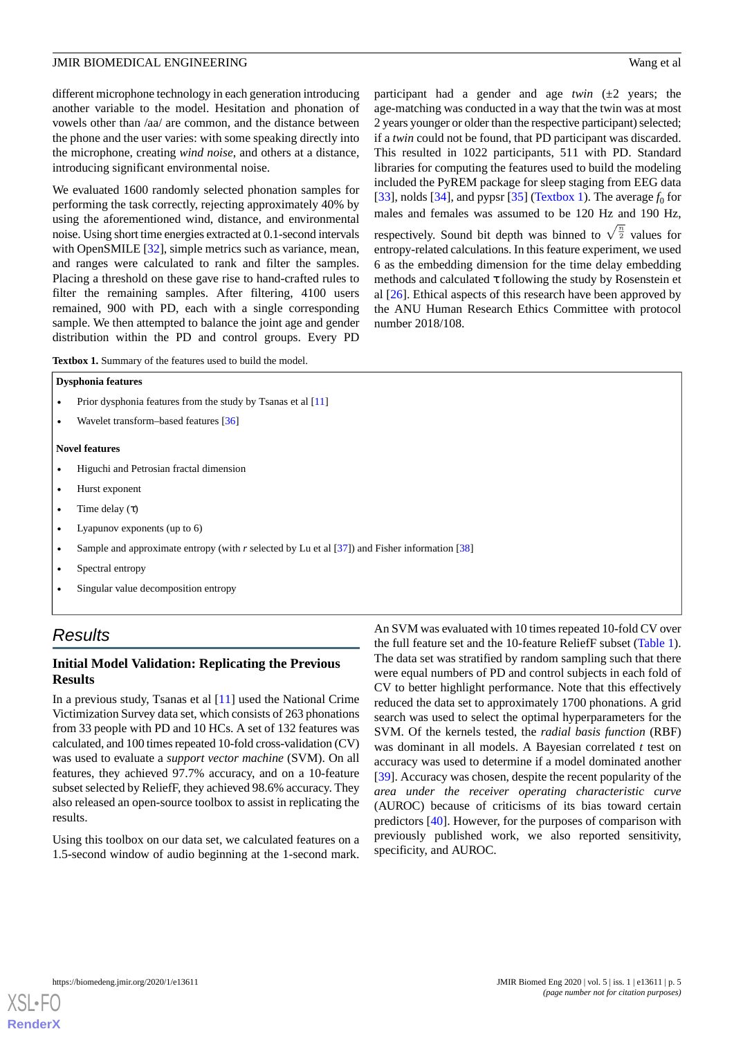different microphone technology in each generation introducing another variable to the model. Hesitation and phonation of vowels other than /aa/ are common, and the distance between the phone and the user varies: with some speaking directly into the microphone, creating *wind noise*, and others at a distance, introducing significant environmental noise.

We evaluated 1600 randomly selected phonation samples for performing the task correctly, rejecting approximately 40% by using the aforementioned wind, distance, and environmental noise. Using short time energies extracted at 0.1-second intervals with OpenSMILE [32], simple metrics such as variance, mean, and ranges were calculated to rank and filter the samples. Placing a threshold on these gave rise to hand-crafted rules to filter the remaining samples. After filtering, 4100 users remained, 900 with PD, each with a single corresponding sample. We then attempted to balance the joint age and gender distribution within the PD and control groups. Every PD participant had a gender and age *twin* (±2 years; the age-matching was conducted in a way that the twin was at most 2 years younger or older than the respective participant) selected; if a *twin* could not be found, that PD participant was discarded. This resulted in 1022 participants, 511 with PD. Standard libraries for computing the features used to build the modeling included the PyREM package for sleep staging from EEG data [33], nolds [34], and pypsr [35] (Textbox 1). The average $f_0$ for males and females was assumed to be 120 Hz and 190 Hz, respectively. Sound bit depth was binned to $\sqrt{\frac{\pi}{2}}$ values for entropy-related calculations. In this feature experiment, we used 6 as the embedding dimension for the time delay embedding methods and calculated τ following the study by Rosenstein et al [26]. Ethical aspects of this research have been approved by the ANU Human Research Ethics Committee with protocol number 2018/108.

**Textbox 1.** Summary of the features used to build the model.

**Dysphonia features**

- Prior dysphonia features from the study by Tsanas et al [11]
- Wavelet transform–based features [36]

**Novel features**

- Higuchi and Petrosian fractal dimension
- Hurst exponent
- Time delay (τ)
- Lyapunov exponents (up to 6)
- Sample and approximate entropy (with *r* selected by Lu et al [37]) and Fisher information [38]
- Spectral entropy
- Singular value decomposition entropy

## Results

### Initial Model Validation: Replicating the Previous Results

In a previous study, Tsanas et al [11] used the National Crime Victimization Survey data set, which consists of 263 phonations from 33 people with PD and 10 HCs. A set of 132 features was calculated, and 100 times repeated 10-fold cross-validation (CV) was used to evaluate a *support vector machine* (SVM). On all features, they achieved 97.7% accuracy, and on a 10-feature subset selected by ReliefF, they achieved 98.6% accuracy. They also released an open-source toolbox to assist in replicating the results.

Using this toolbox on our data set, we calculated features on a 1.5-second window of audio beginning at the 1-second mark. An SVM was evaluated with 10 times repeated 10-fold CV over the full feature set and the 10-feature ReliefF subset (Table 1). The data set was stratified by random sampling such that there were equal numbers of PD and control subjects in each fold of CV to better highlight performance. Note that this effectively reduced the data set to approximately 1700 phonations. A grid search was used to select the optimal hyperparameters for the SVM. Of the kernels tested, the *radial basis function* (RBF) was dominant in all models. A Bayesian correlated *t* test on accuracy was used to determine if a model dominated another [39]. Accuracy was chosen, despite the recent popularity of the *area under the receiver operating characteristic curve* (AUROC) because of criticisms of its bias toward certain predictors [40]. However, for the purposes of comparison with previously published work, we also reported sensitivity, specificity, and AUROC.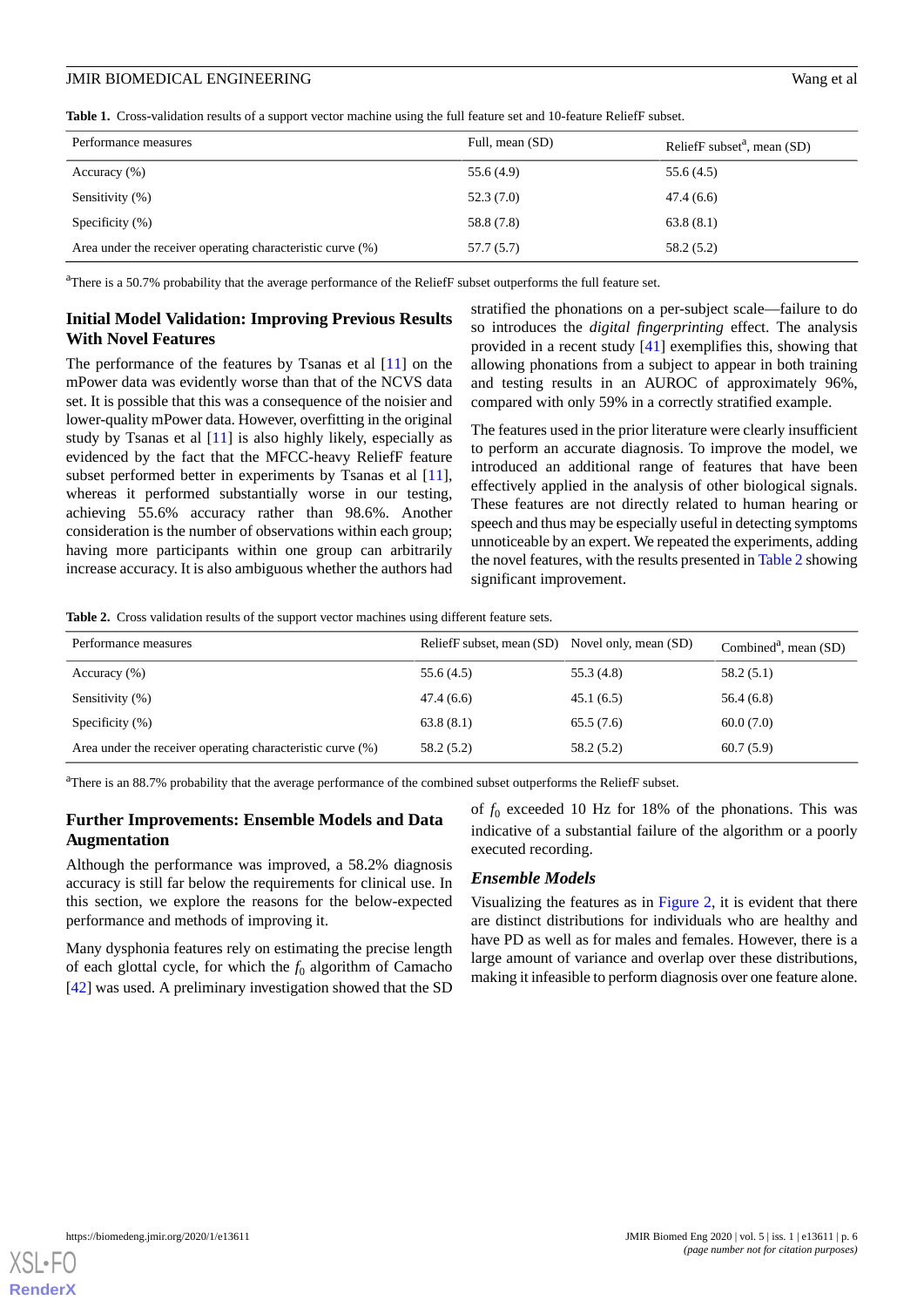**Table 1.** Cross-validation results of a support vector machine using the full feature set and 10-feature ReliefF subset.

| Performance measures | Full, mean (SD) | ReliefF subset[a], mean (SD) |
| --- | --- | --- |
| Accuracy (%) | 55.6 (4.9) | 55.6 (4.5) |
| Sensitivity (%) | 52.3 (7.0) | 47.4 (6.6) |
| Specificity (%) | 58.8 (7.8) | 63.8 (8.1) |
| Area under the receiver operating characteristic curve (%) | 57.7 (5.7) | 58.2 (5.2) |

[a]There is a 50.7% probability that the average performance of the ReliefF subset outperforms the full feature set.

## Initial Model Validation: Improving Previous Results With Novel Features

The performance of the features by Tsanas et al [11] on the mPower data was evidently worse than that of the NCVS data set. It is possible that this was a consequence of the noisier and lower-quality mPower data. However, overfitting in the original study by Tsanas et al [11] is also highly likely, especially as evidenced by the fact that the MFCC-heavy ReliefF feature subset performed better in experiments by Tsanas et al [11], whereas it performed substantially worse in our testing, achieving 55.6% accuracy rather than 98.6%. Another consideration is the number of observations within each group; having more participants within one group can arbitrarily increase accuracy. It is also ambiguous whether the authors had stratified the phonations on a per-subject scale—failure to do so introduces the *digital fingerprinting* effect. The analysis provided in a recent study [41] exemplifies this, showing that allowing phonations from a subject to appear in both training and testing results in an AUROC of approximately 96%, compared with only 59% in a correctly stratified example.

The features used in the prior literature were clearly insufficient to perform an accurate diagnosis. To improve the model, we introduced an additional range of features that have been effectively applied in the analysis of other biological signals. These features are not directly related to human hearing or speech and thus may be especially useful in detecting symptoms unnoticeable by an expert. We repeated the experiments, adding the novel features, with the results presented in Table 2 showing significant improvement.

**Table 2.** Cross validation results of the support vector machines using different feature sets.

| Performance measures | ReliefF subset, mean (SD) | Novel only, mean (SD) | Combined[a], mean (SD) |
| --- | --- | --- | --- |
| Accuracy (%) | 55.6 (4.5) | 55.3 (4.8) | 58.2 (5.1) |
| Sensitivity (%) | 47.4 (6.6) | 45.1 (6.5) | 56.4 (6.8) |
| Specificity (%) | 63.8 (8.1) | 65.5 (7.6) | 60.0 (7.0) |
| Area under the receiver operating characteristic curve (%) | 58.2 (5.2) | 58.2 (5.2) | 60.7 (5.9) |

[a]There is an 88.7% probability that the average performance of the combined subset outperforms the ReliefF subset.

## Further Improvements: Ensemble Models and Data Augmentation

Although the performance was improved, a 58.2% diagnosis accuracy is still far below the requirements for clinical use. In this section, we explore the reasons for the below-expected performance and methods of improving it.

Many dysphonia features rely on estimating the precise length of each glottal cycle, for which the $f_0$ algorithm of Camacho [42] was used. A preliminary investigation showed that the SD of $f_0$ exceeded 10 Hz for 18% of the phonations. This was indicative of a substantial failure of the algorithm or a poorly executed recording.

### Ensemble Models

Visualizing the features as in Figure 2, it is evident that there are distinct distributions for individuals who are healthy and have PD as well as for males and females. However, there is a large amount of variance and overlap over these distributions, making it infeasible to perform diagnosis over one feature alone.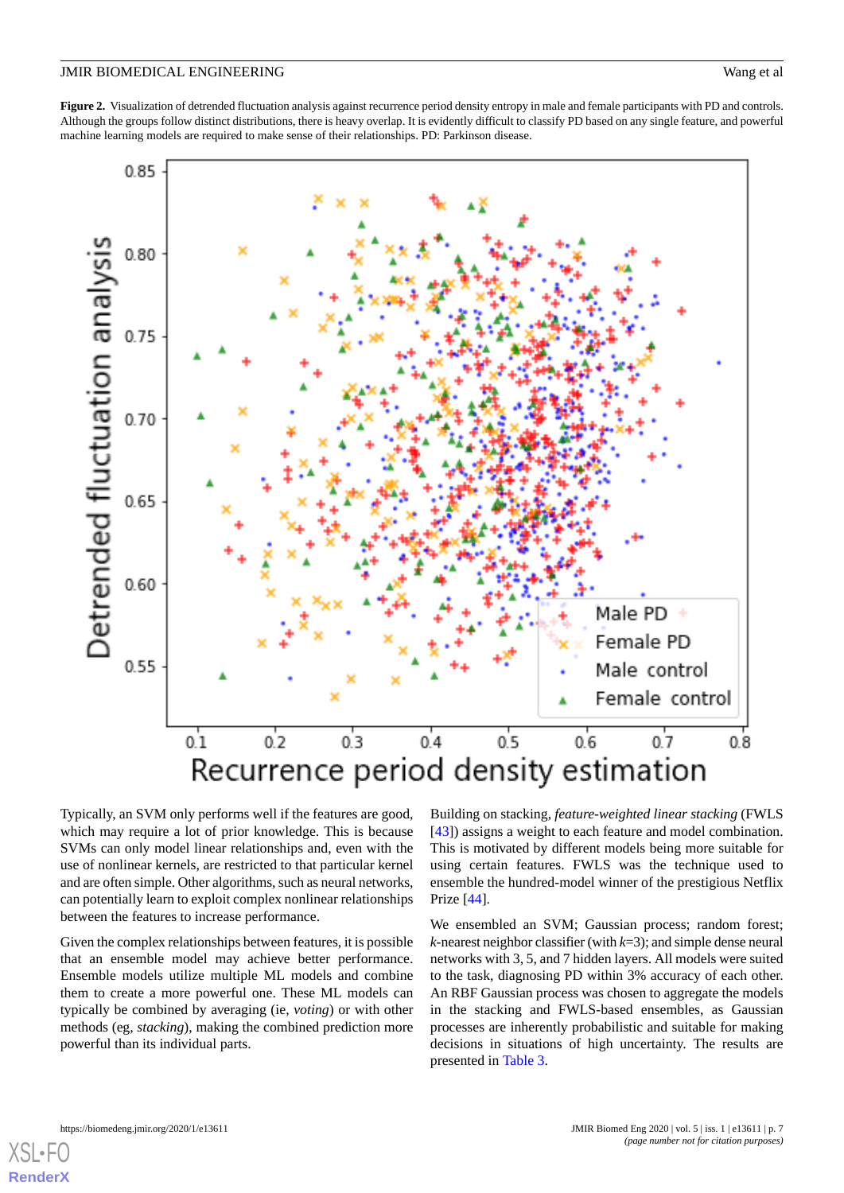**Figure 2.** Visualization of detrended fluctuation analysis against recurrence period density entropy in male and female participants with PD and controls. Although the groups follow distinct distributions, there is heavy overlap. It is evidently difficult to classify PD based on any single feature, and powerful machine learning models are required to make sense of their relationships. PD: Parkinson disease.

Typically, an SVM only performs well if the features are good, which may require a lot of prior knowledge. This is because SVMs can only model linear relationships and, even with the use of nonlinear kernels, are restricted to that particular kernel and are often simple. Other algorithms, such as neural networks, can potentially learn to exploit complex nonlinear relationships between the features to increase performance.

Given the complex relationships between features, it is possible that an ensemble model may achieve better performance. Ensemble models utilize multiple ML models and combine them to create a more powerful one. These ML models can typically be combined by averaging (ie, *voting*) or with other methods (eg, *stacking*), making the combined prediction more powerful than its individual parts.

Building on stacking, *feature-weighted linear stacking* (FWLS [43]) assigns a weight to each feature and model combination. This is motivated by different models being more suitable for using certain features. FWLS was the technique used to ensemble the hundred-model winner of the prestigious Netflix Prize [44].

We ensembled an SVM; Gaussian process; random forest; *k*-nearest neighbor classifier (with *k*=3); and simple dense neural networks with 3, 5, and 7 hidden layers. All models were suited to the task, diagnosing PD within 3% accuracy of each other. An RBF Gaussian process was chosen to aggregate the models in the stacking and FWLS-based ensembles, as Gaussian processes are inherently probabilistic and suitable for making decisions in situations of high uncertainty. The results are presented in Table 3.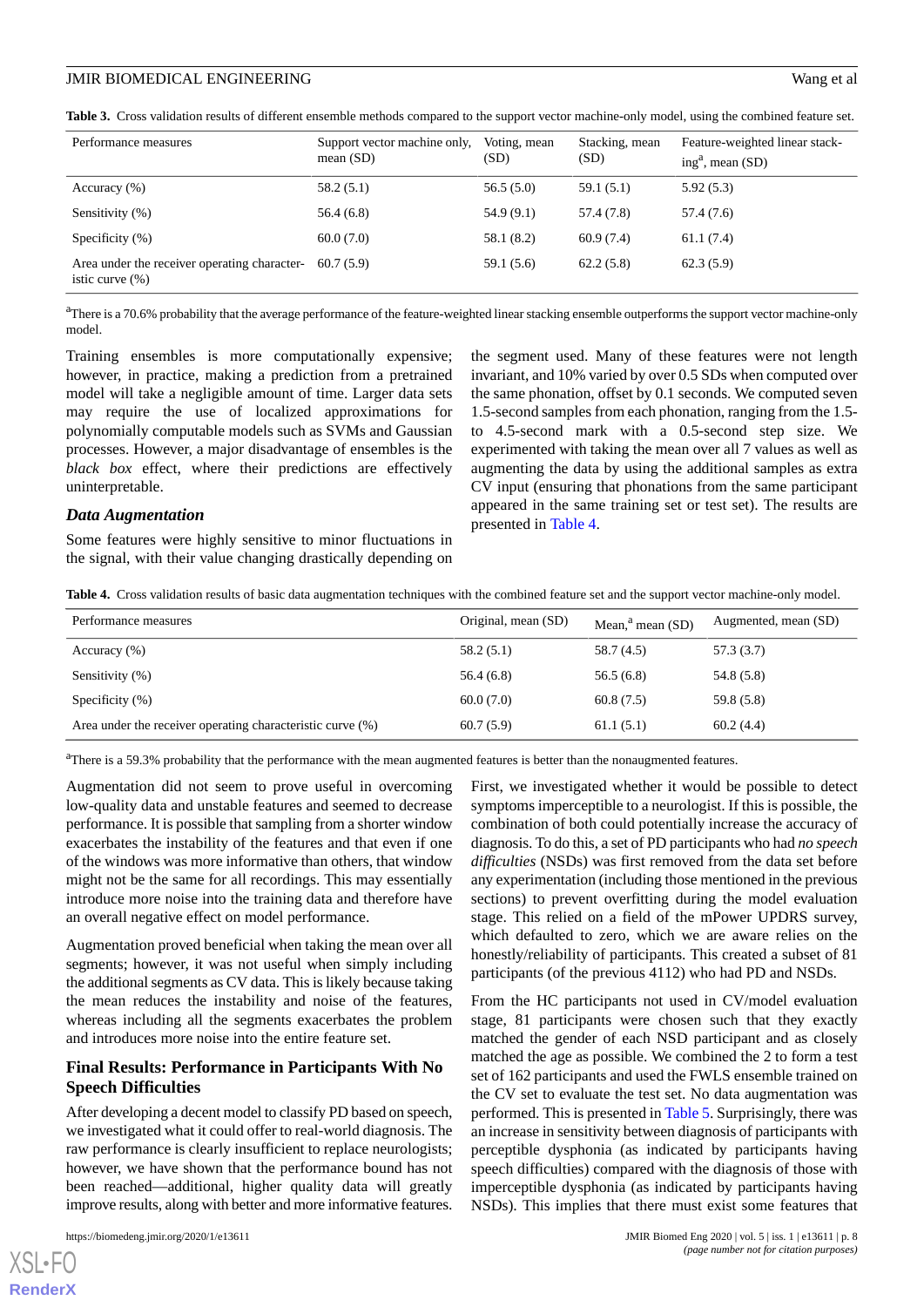**Table 3.** Cross validation results of different ensemble methods compared to the support vector machine-only model, using the combined feature set.

| Performance measures | Support vector machine only, mean (SD) | Voting, mean (SD) | Stacking, mean (SD) | Feature-weighted linear stacking[a], mean (SD) |
|---|---|---|---|---|
| Accuracy (%) | 58.2 (5.1) | 56.5 (5.0) | 59.1 (5.1) | 5.92 (5.3) |
| Sensitivity (%) | 56.4 (6.8) | 54.9 (9.1) | 57.4 (7.8) | 57.4 (7.6) |
| Specificity (%) | 60.0 (7.0) | 58.1 (8.2) | 60.9 (7.4) | 61.1 (7.4) |
| Area under the receiver operating characteristic curve (%) | 60.7 (5.9) | 59.1 (5.6) | 62.2 (5.8) | 62.3 (5.9) |

[a]There is a 70.6% probability that the average performance of the feature-weighted linear stacking ensemble outperforms the support vector machine-only model.

Training ensembles is more computationally expensive; however, in practice, making a prediction from a pretrained model will take a negligible amount of time. Larger data sets may require the use of localized approximations for polynomially computable models such as SVMs and Gaussian processes. However, a major disadvantage of ensembles is the *black box* effect, where their predictions are effectively uninterpretable.

### Data Augmentation

Some features were highly sensitive to minor fluctuations in the signal, with their value changing drastically depending on the segment used. Many of these features were not length invariant, and 10% varied by over 0.5 SDs when computed over the same phonation, offset by 0.1 seconds. We computed seven 1.5-second samples from each phonation, ranging from the 1.5- to 4.5-second mark with a 0.5-second step size. We experimented with taking the mean over all 7 values as well as augmenting the data by using the additional samples as extra CV input (ensuring that phonations from the same participant appeared in the same training set or test set). The results are presented in Table 4.

**Table 4.** Cross validation results of basic data augmentation techniques with the combined feature set and the support vector machine-only model.

| Performance measures | Original, mean (SD) | Mean,[a] mean (SD) | Augmented, mean (SD) |
|---|---|---|---|
| Accuracy (%) | 58.2 (5.1) | 58.7 (4.5) | 57.3 (3.7) |
| Sensitivity (%) | 56.4 (6.8) | 56.5 (6.8) | 54.8 (5.8) |
| Specificity (%) | 60.0 (7.0) | 60.8 (7.5) | 59.8 (5.8) |
| Area under the receiver operating characteristic curve (%) | 60.7 (5.9) | 61.1 (5.1) | 60.2 (4.4) |

[a]There is a 59.3% probability that the performance with the mean augmented features is better than the nonaugmented features.

Augmentation did not seem to prove useful in overcoming low-quality data and unstable features and seemed to decrease performance. It is possible that sampling from a shorter window exacerbates the instability of the features and that even if one of the windows was more informative than others, that window might not be the same for all recordings. This may essentially introduce more noise into the training data and therefore have an overall negative effect on model performance.

Augmentation proved beneficial when taking the mean over all segments; however, it was not useful when simply including the additional segments as CV data. This is likely because taking the mean reduces the instability and noise of the features, whereas including all the segments exacerbates the problem and introduces more noise into the entire feature set.

## Final Results: Performance in Participants With No Speech Difficulties

After developing a decent model to classify PD based on speech, we investigated what it could offer to real-world diagnosis. The raw performance is clearly insufficient to replace neurologists; however, we have shown that the performance bound has not been reached—additional, higher quality data will greatly improve results, along with better and more informative features.

First, we investigated whether it would be possible to detect symptoms imperceptible to a neurologist. If this is possible, the combination of both could potentially increase the accuracy of diagnosis. To do this, a set of PD participants who had *no speech difficulties* (NSDs) was first removed from the data set before any experimentation (including those mentioned in the previous sections) to prevent overfitting during the model evaluation stage. This relied on a field of the mPower UPDRS survey, which defaulted to zero, which we are aware relies on the honestly/reliability of participants. This created a subset of 81 participants (of the previous 4112) who had PD and NSDs.

From the HC participants not used in CV/model evaluation stage, 81 participants were chosen such that they exactly matched the gender of each NSD participant and as closely matched the age as possible. We combined the 2 to form a test set of 162 participants and used the FWLS ensemble trained on the CV set to evaluate the test set. No data augmentation was performed. This is presented in Table 5. Surprisingly, there was an increase in sensitivity between diagnosis of participants with perceptible dysphonia (as indicated by participants having speech difficulties) compared with the diagnosis of those with imperceptible dysphonia (as indicated by participants having NSDs). This implies that there must exist some features that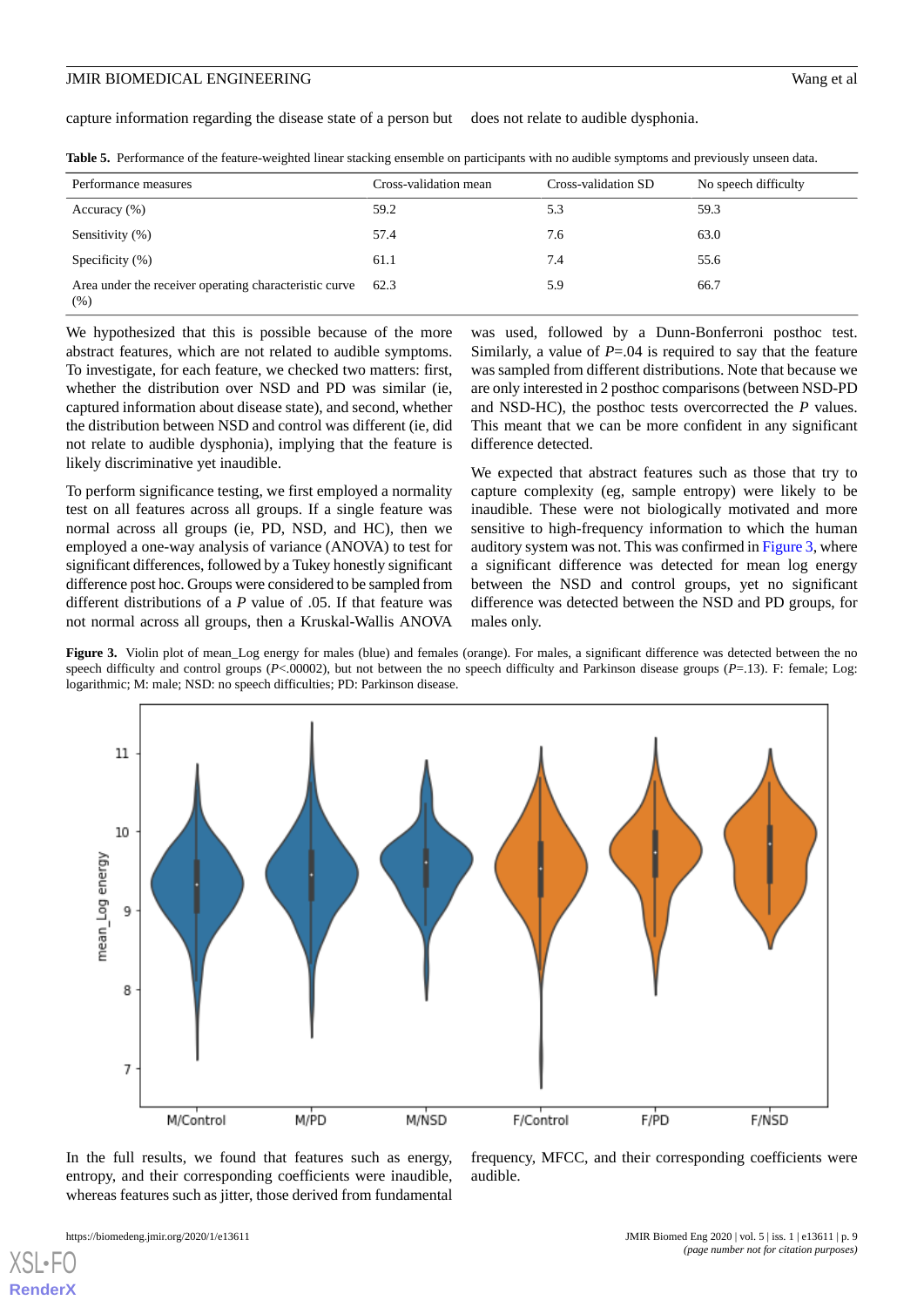capture information regarding the disease state of a person but does not relate to audible dysphonia.

**Table 5.** Performance of the feature-weighted linear stacking ensemble on participants with no audible symptoms and previously unseen data.

| Performance measures | Cross-validation mean | Cross-validation SD | No speech difficulty |
|---|---|---|---|
| Accuracy (%) | 59.2 | 5.3 | 59.3 |
| Sensitivity (%) | 57.4 | 7.6 | 63.0 |
| Specificity (%) | 61.1 | 7.4 | 55.6 |
| Area under the receiver operating characteristic curve (%) | 62.3 | 5.9 | 66.7 |

We hypothesized that this is possible because of the more abstract features, which are not related to audible symptoms. To investigate, for each feature, we checked two matters: first, whether the distribution over NSD and PD was similar (ie, captured information about disease state), and second, whether the distribution between NSD and control was different (ie, did not relate to audible dysphonia), implying that the feature is likely discriminative yet inaudible.

To perform significance testing, we first employed a normality test on all features across all groups. If a single feature was normal across all groups (ie, PD, NSD, and HC), then we employed a one-way analysis of variance (ANOVA) to test for significant differences, followed by a Tukey honestly significant difference post hoc. Groups were considered to be sampled from different distributions of a *P* value of .05. If that feature was not normal across all groups, then a Kruskal-Wallis ANOVA was used, followed by a Dunn-Bonferroni posthoc test. Similarly, a value of *P*=.04 is required to say that the feature was sampled from different distributions. Note that because we are only interested in 2 posthoc comparisons (between NSD-PD and NSD-HC), the posthoc tests overcorrected the *P* values. This meant that we can be more confident in any significant difference detected.

We expected that abstract features such as those that try to capture complexity (eg, sample entropy) were likely to be inaudible. These were not biologically motivated and more sensitive to high-frequency information to which the human auditory system was not. This was confirmed in Figure 3, where a significant difference was detected for mean log energy between the NSD and control groups, yet no significant difference was detected between the NSD and PD groups, for males only.

**Figure 3.** Violin plot of mean_Log energy for males (blue) and females (orange). For males, a significant difference was detected between the no speech difficulty and control groups (*P*<.00002), but not between the no speech difficulty and Parkinson disease groups (*P*=.13). F: female; Log: logarithmic; M: male; NSD: no speech difficulties; PD: Parkinson disease.

In the full results, we found that features such as energy, entropy, and their corresponding coefficients were inaudible, whereas features such as jitter, those derived from fundamental frequency, MFCC, and their corresponding coefficients were audible.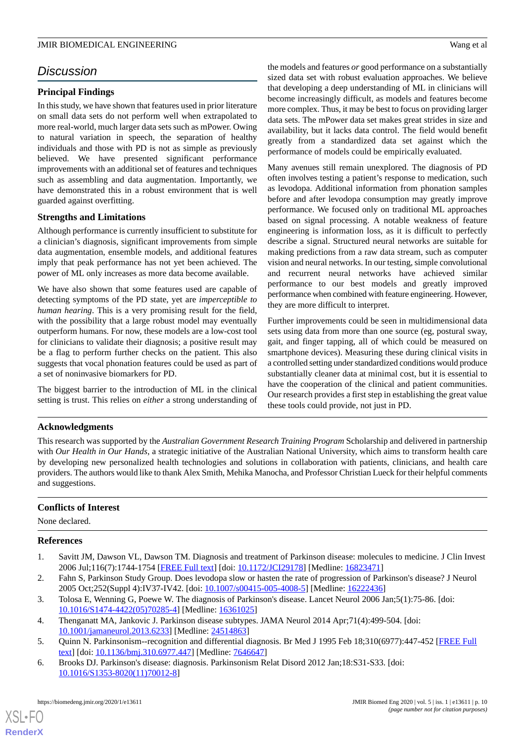## Discussion

### Principal Findings

In this study, we have shown that features used in prior literature on small data sets do not perform well when extrapolated to more real-world, much larger data sets such as mPower. Owing to natural variation in speech, the separation of healthy individuals and those with PD is not as simple as previously believed. We have presented significant performance improvements with an additional set of features and techniques such as assembling and data augmentation. Importantly, we have demonstrated this in a robust environment that is well guarded against overfitting.

### Strengths and Limitations

Although performance is currently insufficient to substitute for a clinician's diagnosis, significant improvements from simple data augmentation, ensemble models, and additional features imply that peak performance has not yet been achieved. The power of ML only increases as more data become available.

We have also shown that some features used are capable of detecting symptoms of the PD state, yet are *imperceptible to human hearing*. This is a very promising result for the field, with the possibility that a large robust model may eventually outperform humans. For now, these models are a low-cost tool for clinicians to validate their diagnosis; a positive result may be a flag to perform further checks on the patient. This also suggests that vocal phonation features could be used as part of a set of noninvasive biomarkers for PD.

The biggest barrier to the introduction of ML in the clinical setting is trust. This relies on *either* a strong understanding of the models and features *or* good performance on a substantially sized data set with robust evaluation approaches. We believe that developing a deep understanding of ML in clinicians will become increasingly difficult, as models and features become more complex. Thus, it may be best to focus on providing larger data sets. The mPower data set makes great strides in size and availability, but it lacks data control. The field would benefit greatly from a standardized data set against which the performance of models could be empirically evaluated.

Many avenues still remain unexplored. The diagnosis of PD often involves testing a patient's response to medication, such as levodopa. Additional information from phonation samples before and after levodopa consumption may greatly improve performance. We focused only on traditional ML approaches based on signal processing. A notable weakness of feature engineering is information loss, as it is difficult to perfectly describe a signal. Structured neural networks are suitable for making predictions from a raw data stream, such as computer vision and neural networks. In our testing, simple convolutional and recurrent neural networks have achieved similar performance to our best models and greatly improved performance when combined with feature engineering. However, they are more difficult to interpret.

Further improvements could be seen in multidimensional data sets using data from more than one source (eg, postural sway, gait, and finger tapping, all of which could be measured on smartphone devices). Measuring these during clinical visits in a controlled setting under standardized conditions would produce substantially cleaner data at minimal cost, but it is essential to have the cooperation of the clinical and patient communities. Our research provides a first step in establishing the great value these tools could provide, not just in PD.

## Acknowledgments

This research was supported by the *Australian Government Research Training Program* Scholarship and delivered in partnership with *Our Health in Our Hands*, a strategic initiative of the Australian National University, which aims to transform health care by developing new personalized health technologies and solutions in collaboration with patients, clinicians, and health care providers. The authors would like to thank Alex Smith, Mehika Manocha, and Professor Christian Lueck for their helpful comments and suggestions.

## Conflicts of Interest

None declared.

## References

1. Savitt JM, Dawson VL, Dawson TM. Diagnosis and treatment of Parkinson disease: molecules to medicine. J Clin Invest 2006 Jul;116(7):1744-1754 [FREE Full text] [doi: 10.1172/JCI29178] [Medline: 16823471]
2. Fahn S, Parkinson Study Group. Does levodopa slow or hasten the rate of progression of Parkinson's disease? J Neurol 2005 Oct;252(Suppl 4):IV37-IV42. [doi: 10.1007/s00415-005-4008-5] [Medline: 16222436]
3. Tolosa E, Wenning G, Poewe W. The diagnosis of Parkinson's disease. Lancet Neurol 2006 Jan;5(1):75-86. [doi: 10.1016/S1474-4422(05)70285-4] [Medline: 16361025]
4. Thenganatt MA, Jankovic J. Parkinson disease subtypes. JAMA Neurol 2014 Apr;71(4):499-504. [doi: 10.1001/jamaneurol.2013.6233] [Medline: 24514863]
5. Quinn N. Parkinsonism--recognition and differential diagnosis. Br Med J 1995 Feb 18;310(6977):447-452 [FREE Full text] [doi: 10.1136/bmj.310.6977.447] [Medline: 7646647]
6. Brooks DJ. Parkinson's disease: diagnosis. Parkinsonism Relat Disord 2012 Jan;18:S31-S33. [doi: 10.1016/S1353-8020(11)70012-8]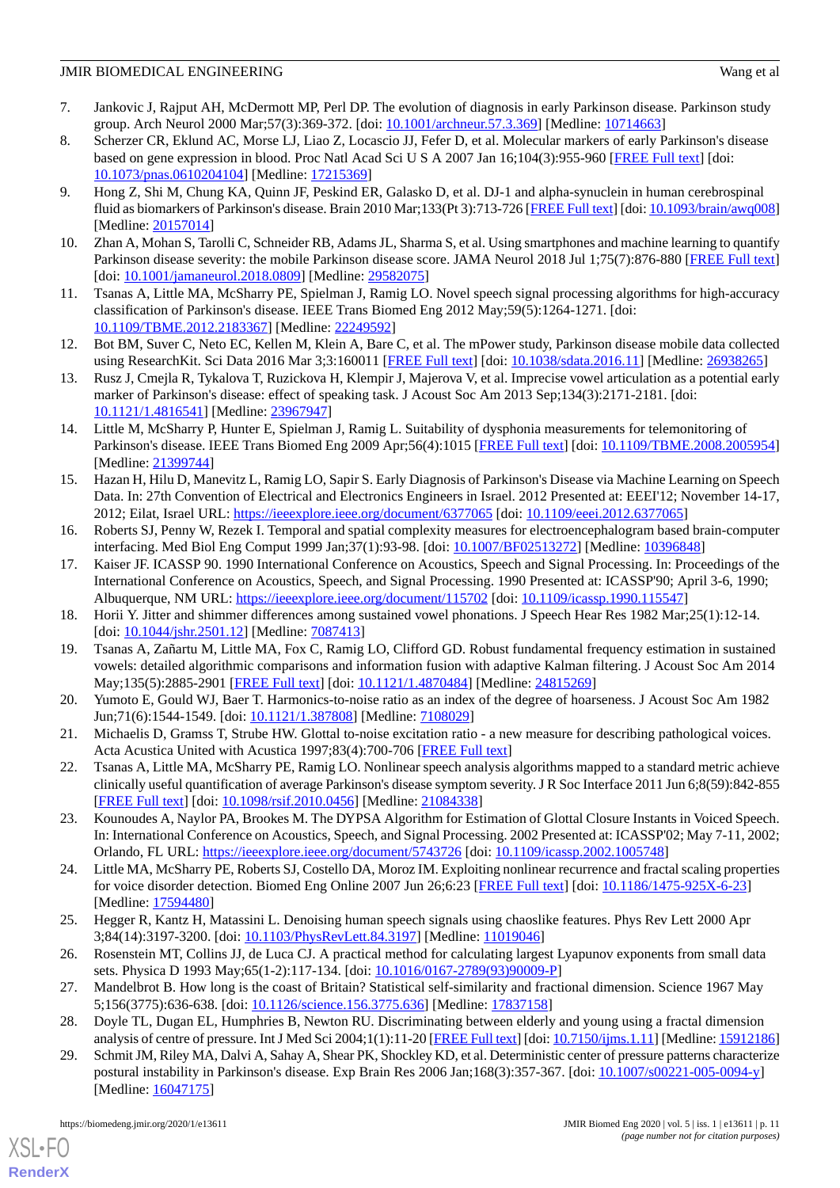7. Jankovic J, Rajput AH, McDermott MP, Perl DP. The evolution of diagnosis in early Parkinson disease. Parkinson study group. Arch Neurol 2000 Mar;57(3):369-372. [doi: 10.1001/archneur.57.3.369] [Medline: 10714663]
8. Scherzer CR, Eklund AC, Morse LJ, Liao Z, Locascio JJ, Fefer D, et al. Molecular markers of early Parkinson's disease based on gene expression in blood. Proc Natl Acad Sci U S A 2007 Jan 16;104(3):955-960 [FREE Full text] [doi: 10.1073/pnas.0610204104] [Medline: 17215369]
9. Hong Z, Shi M, Chung KA, Quinn JF, Peskind ER, Galasko D, et al. DJ-1 and alpha-synuclein in human cerebrospinal fluid as biomarkers of Parkinson's disease. Brain 2010 Mar;133(Pt 3):713-726 [FREE Full text] [doi: 10.1093/brain/awq008] [Medline: 20157014]
10. Zhan A, Mohan S, Tarolli C, Schneider RB, Adams JL, Sharma S, et al. Using smartphones and machine learning to quantify Parkinson disease severity: the mobile Parkinson disease score. JAMA Neurol 2018 Jul 1;75(7):876-880 [FREE Full text] [doi: 10.1001/jamaneurol.2018.0809] [Medline: 29582075]
11. Tsanas A, Little MA, McSharry PE, Spielman J, Ramig LO. Novel speech signal processing algorithms for high-accuracy classification of Parkinson's disease. IEEE Trans Biomed Eng 2012 May;59(5):1264-1271. [doi: 10.1109/TBME.2012.2183367] [Medline: 22249592]
12. Bot BM, Suver C, Neto EC, Kellen M, Klein A, Bare C, et al. The mPower study, Parkinson disease mobile data collected using ResearchKit. Sci Data 2016 Mar 3;3:160011 [FREE Full text] [doi: 10.1038/sdata.2016.11] [Medline: 26938265]
13. Rusz J, Cmejla R, Tykalova T, Ruzickova H, Klempir J, Majerova V, et al. Imprecise vowel articulation as a potential early marker of Parkinson's disease: effect of speaking task. J Acoust Soc Am 2013 Sep;134(3):2171-2181. [doi: 10.1121/1.4816541] [Medline: 23967947]
14. Little M, McSharry P, Hunter E, Spielman J, Ramig L. Suitability of dysphonia measurements for telemonitoring of Parkinson's disease. IEEE Trans Biomed Eng 2009 Apr;56(4):1015 [FREE Full text] [doi: 10.1109/TBME.2008.2005954] [Medline: 21399744]
15. Hazan H, Hilu D, Manevitz L, Ramig LO, Sapir S. Early Diagnosis of Parkinson's Disease via Machine Learning on Speech Data. In: 27th Convention of Electrical and Electronics Engineers in Israel. 2012 Presented at: EEEI'12; November 14-17, 2012; Eilat, Israel URL: https://ieeexplore.ieee.org/document/6377065 [doi: 10.1109/eeei.2012.6377065]
16. Roberts SJ, Penny W, Rezek I. Temporal and spatial complexity measures for electroencephalogram based brain-computer interfacing. Med Biol Eng Comput 1999 Jan;37(1):93-98. [doi: 10.1007/BF02513272] [Medline: 10396848]
17. Kaiser JF. ICASSP 90. 1990 International Conference on Acoustics, Speech and Signal Processing. In: Proceedings of the International Conference on Acoustics, Speech, and Signal Processing. 1990 Presented at: ICASSP'90; April 3-6, 1990; Albuquerque, NM URL: https://ieeexplore.ieee.org/document/115702 [doi: 10.1109/icassp.1990.115547]
18. Horii Y. Jitter and shimmer differences among sustained vowel phonations. J Speech Hear Res 1982 Mar;25(1):12-14. [doi: 10.1044/jshr.2501.12] [Medline: 7087413]
19. Tsanas A, Zañartu M, Little MA, Fox C, Ramig LO, Clifford GD. Robust fundamental frequency estimation in sustained vowels: detailed algorithmic comparisons and information fusion with adaptive Kalman filtering. J Acoust Soc Am 2014 May;135(5):2885-2901 [FREE Full text] [doi: 10.1121/1.4870484] [Medline: 24815269]
20. Yumoto E, Gould WJ, Baer T. Harmonics-to-noise ratio as an index of the degree of hoarseness. J Acoust Soc Am 1982 Jun;71(6):1544-1549. [doi: 10.1121/1.387808] [Medline: 7108029]
21. Michaelis D, Gramss T, Strube HW. Glottal to-noise excitation ratio - a new measure for describing pathological voices. Acta Acustica United with Acustica 1997;83(4):700-706 [FREE Full text]
22. Tsanas A, Little MA, McSharry PE, Ramig LO. Nonlinear speech analysis algorithms mapped to a standard metric achieve clinically useful quantification of average Parkinson's disease symptom severity. J R Soc Interface 2011 Jun 6;8(59):842-855 [FREE Full text] [doi: 10.1098/rsif.2010.0456] [Medline: 21084338]
23. Kounoudes A, Naylor PA, Brookes M. The DYPSA Algorithm for Estimation of Glottal Closure Instants in Voiced Speech. In: International Conference on Acoustics, Speech, and Signal Processing. 2002 Presented at: ICASSP'02; May 7-11, 2002; Orlando, FL URL: https://ieeexplore.ieee.org/document/5743726 [doi: 10.1109/icassp.2002.1005748]
24. Little MA, McSharry PE, Roberts SJ, Costello DA, Moroz IM. Exploiting nonlinear recurrence and fractal scaling properties for voice disorder detection. Biomed Eng Online 2007 Jun 26;6:23 [FREE Full text] [doi: 10.1186/1475-925X-6-23] [Medline: 17594480]
25. Hegger R, Kantz H, Matassini L. Denoising human speech signals using chaoslike features. Phys Rev Lett 2000 Apr 3;84(14):3197-3200. [doi: 10.1103/PhysRevLett.84.3197] [Medline: 11019046]
26. Rosenstein MT, Collins JJ, de Luca CJ. A practical method for calculating largest Lyapunov exponents from small data sets. Physica D 1993 May;65(1-2):117-134. [doi: 10.1016/0167-2789(93)90009-P]
27. Mandelbrot B. How long is the coast of Britain? Statistical self-similarity and fractional dimension. Science 1967 May 5;156(3775):636-638. [doi: 10.1126/science.156.3775.636] [Medline: 17837158]
28. Doyle TL, Dugan EL, Humphries B, Newton RU. Discriminating between elderly and young using a fractal dimension analysis of centre of pressure. Int J Med Sci 2004;1(1):11-20 [FREE Full text] [doi: 10.7150/ijms.1.11] [Medline: 15912186]
29. Schmit JM, Riley MA, Dalvi A, Sahay A, Shear PK, Shockley KD, et al. Deterministic center of pressure patterns characterize postural instability in Parkinson's disease. Exp Brain Res 2006 Jan;168(3):357-367. [doi: 10.1007/s00221-005-0094-y] [Medline: 16047175]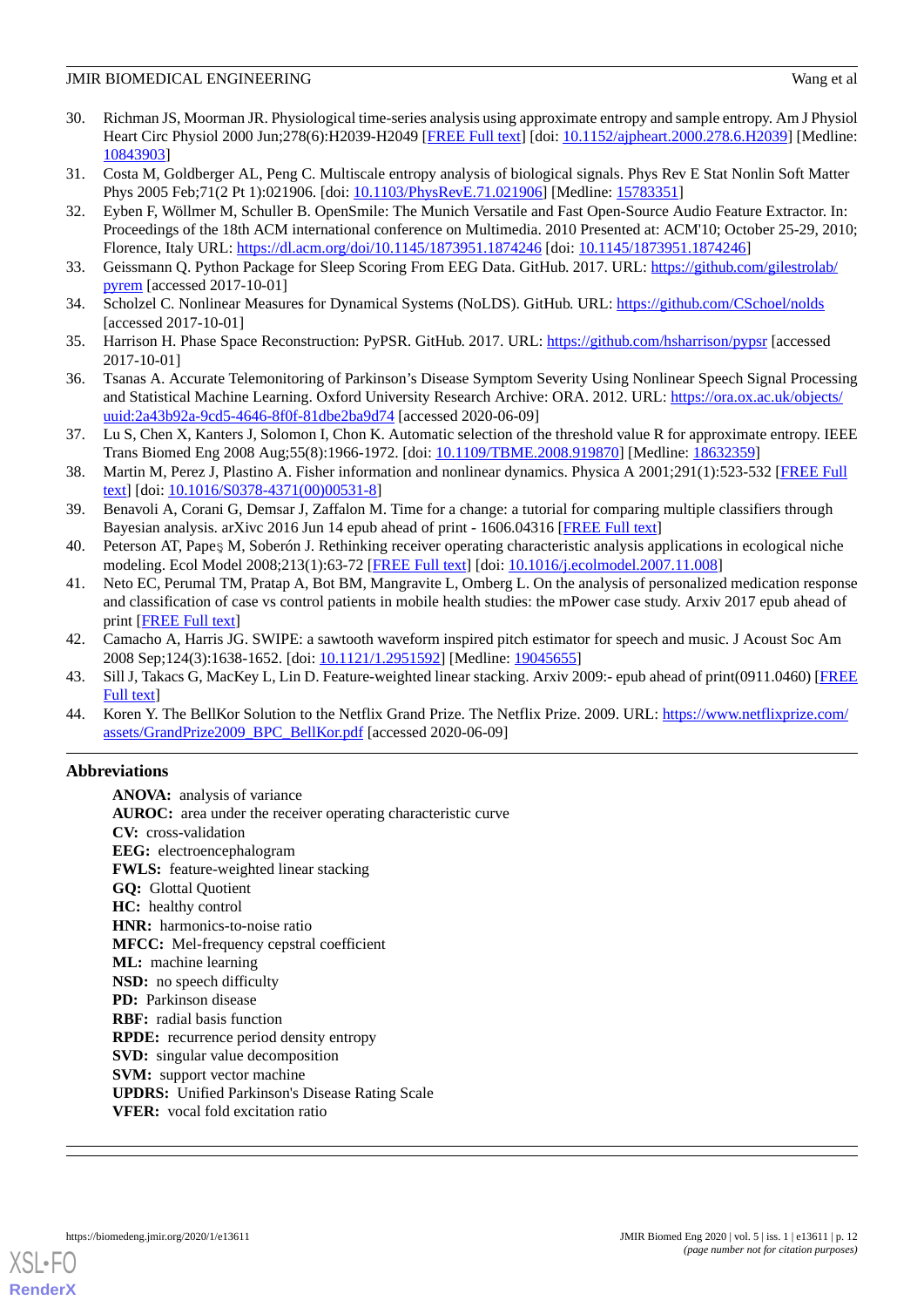30. Richman JS, Moorman JR. Physiological time-series analysis using approximate entropy and sample entropy. Am J Physiol Heart Circ Physiol 2000 Jun;278(6):H2039-H2049 [FREE Full text] [doi: 10.1152/ajpheart.2000.278.6.H2039] [Medline: 10843903]
31. Costa M, Goldberger AL, Peng C. Multiscale entropy analysis of biological signals. Phys Rev E Stat Nonlin Soft Matter Phys 2005 Feb;71(2 Pt 1):021906. [doi: 10.1103/PhysRevE.71.021906] [Medline: 15783351]
32. Eyben F, Wöllmer M, Schuller B. OpenSmile: The Munich Versatile and Fast Open-Source Audio Feature Extractor. In: Proceedings of the 18th ACM international conference on Multimedia. 2010 Presented at: ACM'10; October 25-29, 2010; Florence, Italy URL: https://dl.acm.org/doi/10.1145/1873951.1874246 [doi: 10.1145/1873951.1874246]
33. Geissmann Q. Python Package for Sleep Scoring From EEG Data. GitHub. 2017. URL: https://github.com/gilestrolab/pyrem [accessed 2017-10-01]
34. Scholzel C. Nonlinear Measures for Dynamical Systems (NoLDS). GitHub. URL: https://github.com/CSchoel/nolds [accessed 2017-10-01]
35. Harrison H. Phase Space Reconstruction: PyPSR. GitHub. 2017. URL: https://github.com/hsharrison/pypsr [accessed 2017-10-01]
36. Tsanas A. Accurate Telemonitoring of Parkinson's Disease Symptom Severity Using Nonlinear Speech Signal Processing and Statistical Machine Learning. Oxford University Research Archive: ORA. 2012. URL: https://ora.ox.ac.uk/objects/uuid:2a43b92a-9cd5-4646-8f0f-81dbe2ba9d74 [accessed 2020-06-09]
37. Lu S, Chen X, Kanters J, Solomon I, Chon K. Automatic selection of the threshold value R for approximate entropy. IEEE Trans Biomed Eng 2008 Aug;55(8):1966-1972. [doi: 10.1109/TBME.2008.919870] [Medline: 18632359]
38. Martin M, Perez J, Plastino A. Fisher information and nonlinear dynamics. Physica A 2001;291(1):523-532 [FREE Full text] [doi: 10.1016/S0378-4371(00)00531-8]
39. Benavoli A, Corani G, Demsar J, Zaffalon M. Time for a change: a tutorial for comparing multiple classifiers through Bayesian analysis. arXivc 2016 Jun 14 epub ahead of print - 1606.04316 [FREE Full text]
40. Peterson AT, Papeş M, Soberón J. Rethinking receiver operating characteristic analysis applications in ecological niche modeling. Ecol Model 2008;213(1):63-72 [FREE Full text] [doi: 10.1016/j.ecolmodel.2007.11.008]
41. Neto EC, Perumal TM, Pratap A, Bot BM, Mangravite L, Omberg L. On the analysis of personalized medication response and classification of case vs control patients in mobile health studies: the mPower case study. Arxiv 2017 epub ahead of print [FREE Full text]
42. Camacho A, Harris JG. SWIPE: a sawtooth waveform inspired pitch estimator for speech and music. J Acoust Soc Am 2008 Sep;124(3):1638-1652. [doi: 10.1121/1.2951592] [Medline: 19045655]
43. Sill J, Takacs G, MacKey L, Lin D. Feature-weighted linear stacking. Arxiv 2009:- epub ahead of print(0911.0460) [FREE Full text]
44. Koren Y. The BellKor Solution to the Netflix Grand Prize. The Netflix Prize. 2009. URL: https://www.netflixprize.com/assets/GrandPrize2009_BPC_BellKor.pdf [accessed 2020-06-09]

## Abbreviations

**ANOVA:** analysis of variance
**AUROC:** area under the receiver operating characteristic curve
**CV:** cross-validation
**EEG:** electroencephalogram
**FWLS:** feature-weighted linear stacking
**GQ:** Glottal Quotient
**HC:** healthy control
**HNR:** harmonics-to-noise ratio
**MFCC:** Mel-frequency cepstral coefficient
**ML:** machine learning
**NSD:** no speech difficulty
**PD:** Parkinson disease
**RBF:** radial basis function
**RPDE:** recurrence period density entropy
**SVD:** singular value decomposition
**SVM:** support vector machine
**UPDRS:** Unified Parkinson's Disease Rating Scale
**VFER:** vocal fold excitation ratio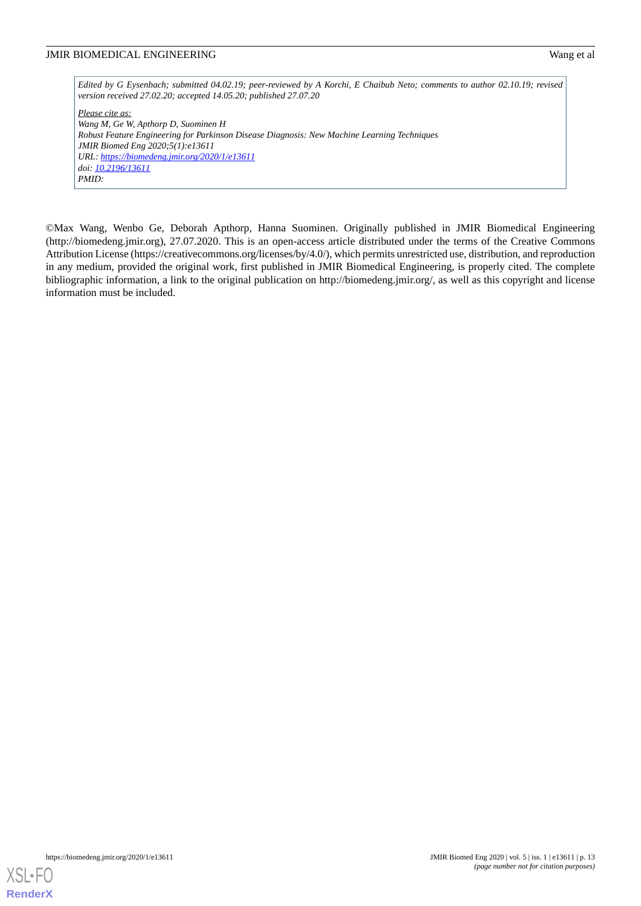*Edited by G Eysenbach; submitted 04.02.19; peer-reviewed by A Korchi, E Chaibub Neto; comments to author 02.10.19; revised version received 27.02.20; accepted 14.05.20; published 27.07.20*

*Please cite as:*
*Wang M, Ge W, Apthorp D, Suominen H*
*Robust Feature Engineering for Parkinson Disease Diagnosis: New Machine Learning Techniques*
*JMIR Biomed Eng 2020;5(1):e13611*
*URL: https://biomedeng.jmir.org/2020/1/e13611*
*doi: 10.2196/13611*
*PMID:*

©Max Wang, Wenbo Ge, Deborah Apthorp, Hanna Suominen. Originally published in JMIR Biomedical Engineering (http://biomedeng.jmir.org), 27.07.2020. This is an open-access article distributed under the terms of the Creative Commons Attribution License (https://creativecommons.org/licenses/by/4.0/), which permits unrestricted use, distribution, and reproduction in any medium, provided the original work, first published in JMIR Biomedical Engineering, is properly cited. The complete bibliographic information, a link to the original publication on http://biomedeng.jmir.org/, as well as this copyright and license information must be included.